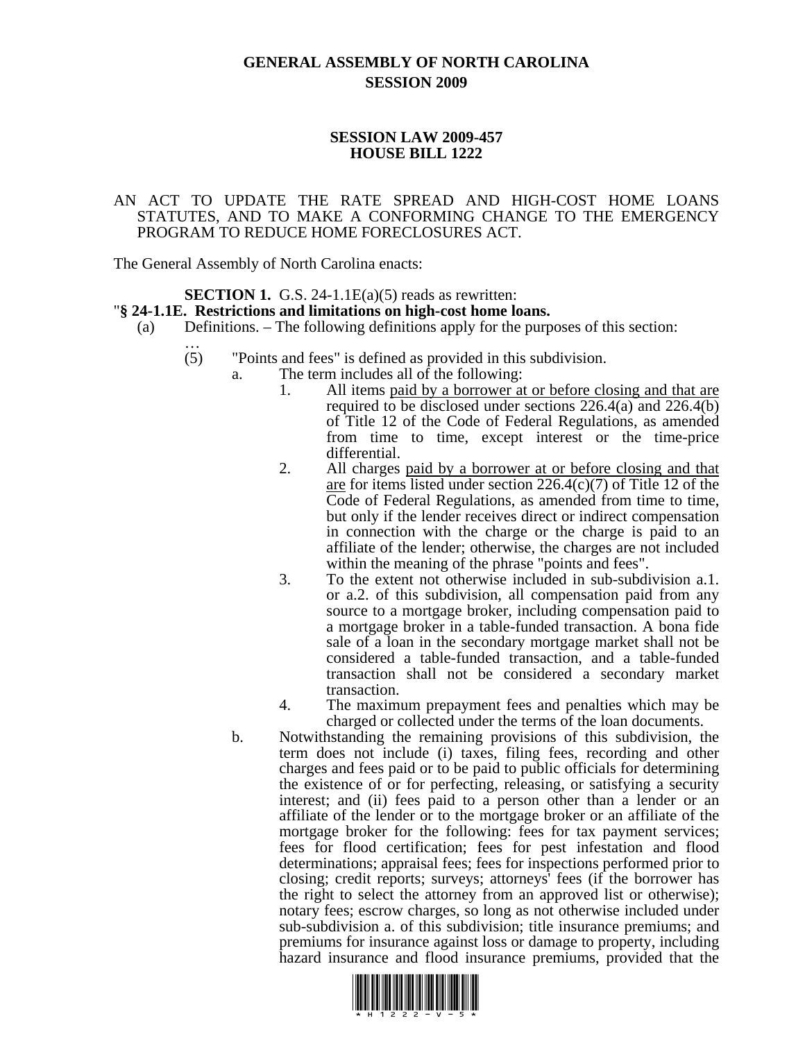# GENERAL ASSEMBLY OF NORTH CAROLINA
## SESSION 2009

## SESSION LAW 2009-457
## HOUSE BILL 1222

AN ACT TO UPDATE THE RATE SPREAD AND HIGH-COST HOME LOANS STATUTES, AND TO MAKE A CONFORMING CHANGE TO THE EMERGENCY PROGRAM TO REDUCE HOME FORECLOSURES ACT.

The General Assembly of North Carolina enacts:

**SECTION 1.** G.S. 24-1.1E(a)(5) reads as rewritten:

"**§ 24-1.1E. Restrictions and limitations on high-cost home loans.**

(a) Definitions. – The following definitions apply for the purposes of this section:

…

(5) "Points and fees" is defined as provided in this subdivision.

a. The term includes all of the following:

1. All items paid by a borrower at or before closing and that are required to be disclosed under sections 226.4(a) and 226.4(b) of Title 12 of the Code of Federal Regulations, as amended from time to time, except interest or the time-price differential.

2. All charges paid by a borrower at or before closing and that are for items listed under section 226.4(c)(7) of Title 12 of the Code of Federal Regulations, as amended from time to time, but only if the lender receives direct or indirect compensation in connection with the charge or the charge is paid to an affiliate of the lender; otherwise, the charges are not included within the meaning of the phrase "points and fees".

3. To the extent not otherwise included in sub-subdivision a.1. or a.2. of this subdivision, all compensation paid from any source to a mortgage broker, including compensation paid to a mortgage broker in a table-funded transaction. A bona fide sale of a loan in the secondary mortgage market shall not be considered a table-funded transaction, and a table-funded transaction shall not be considered a secondary market transaction.

4. The maximum prepayment fees and penalties which may be charged or collected under the terms of the loan documents.

b. Notwithstanding the remaining provisions of this subdivision, the term does not include (i) taxes, filing fees, recording and other charges and fees paid or to be paid to public officials for determining the existence of or for perfecting, releasing, or satisfying a security interest; and (ii) fees paid to a person other than a lender or an affiliate of the lender or to the mortgage broker or an affiliate of the mortgage broker for the following: fees for tax payment services; fees for flood certification; fees for pest infestation and flood determinations; appraisal fees; fees for inspections performed prior to closing; credit reports; surveys; attorneys' fees (if the borrower has the right to select the attorney from an approved list or otherwise); notary fees; escrow charges, so long as not otherwise included under sub-subdivision a. of this subdivision; title insurance premiums; and premiums for insurance against loss or damage to property, including hazard insurance and flood insurance premiums, provided that the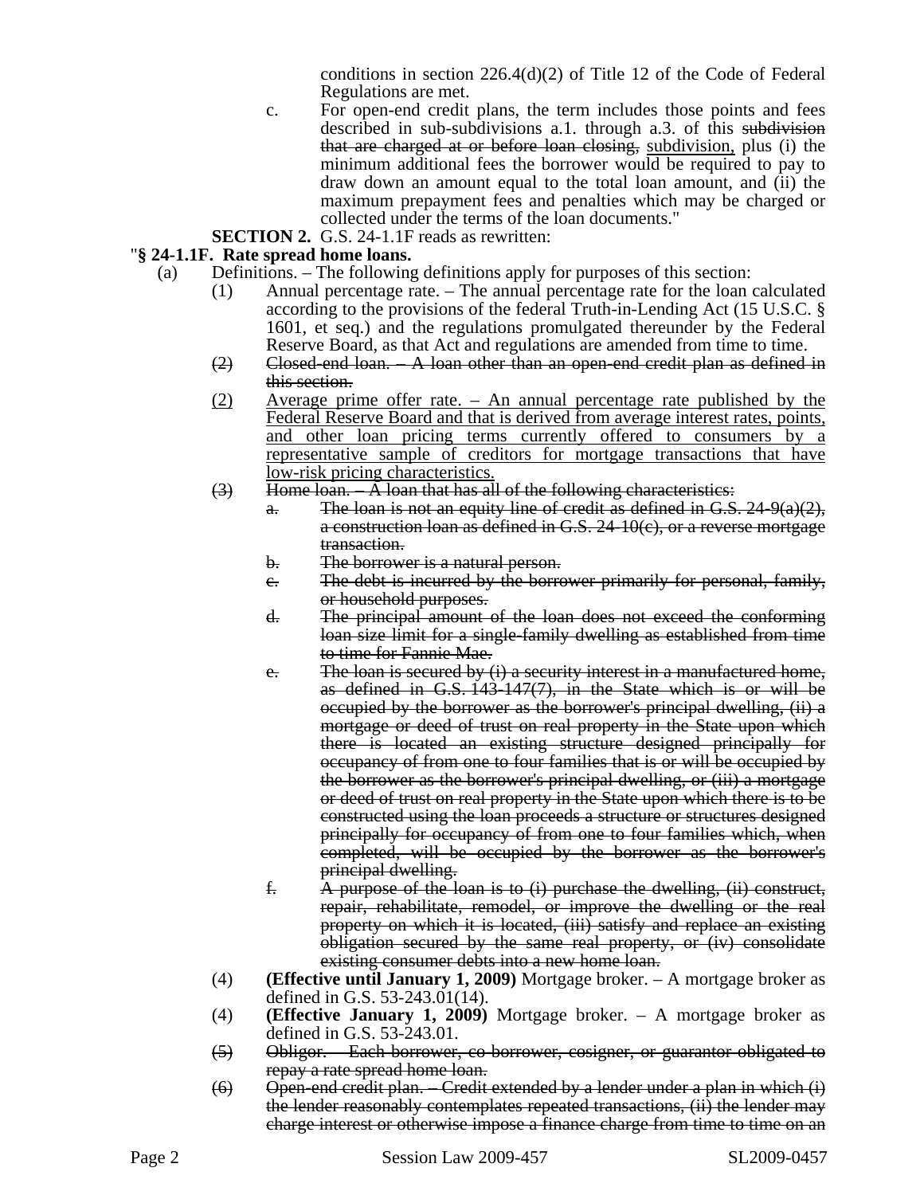conditions in section 226.4(d)(2) of Title 12 of the Code of Federal Regulations are met.

c. For open-end credit plans, the term includes those points and fees described in sub-subdivisions a.1. through a.3. of this ~~subdivision that are charged at or before loan closing,~~ <u>subdivision,</u> plus (i) the minimum additional fees the borrower would be required to pay to draw down an amount equal to the total loan amount, and (ii) the maximum prepayment fees and penalties which may be charged or collected under the terms of the loan documents."

**SECTION 2.** G.S. 24-1.1F reads as rewritten:

"**§ 24-1.1F. Rate spread home loans.**

(a) Definitions. – The following definitions apply for purposes of this section:

(1) Annual percentage rate. – The annual percentage rate for the loan calculated according to the provisions of the federal Truth-in-Lending Act (15 U.S.C. § 1601, et seq.) and the regulations promulgated thereunder by the Federal Reserve Board, as that Act and regulations are amended from time to time.

~~(2) Closed-end loan. – A loan other than an open-end credit plan as defined in this section.~~

<u>(2) Average prime offer rate. – An annual percentage rate published by the Federal Reserve Board and that is derived from average interest rates, points, and other loan pricing terms currently offered to consumers by a representative sample of creditors for mortgage transactions that have low-risk pricing characteristics.</u>

~~(3) Home loan. – A loan that has all of the following characteristics:~~

~~a. The loan is not an equity line of credit as defined in G.S. 24-9(a)(2), a construction loan as defined in G.S. 24-10(c), or a reverse mortgage transaction.~~

~~b. The borrower is a natural person.~~

~~c. The debt is incurred by the borrower primarily for personal, family, or household purposes.~~

~~d. The principal amount of the loan does not exceed the conforming loan size limit for a single-family dwelling as established from time to time for Fannie Mae.~~

~~e. The loan is secured by (i) a security interest in a manufactured home, as defined in G.S. 143-147(7), in the State which is or will be occupied by the borrower as the borrower's principal dwelling, (ii) a mortgage or deed of trust on real property in the State upon which there is located an existing structure designed principally for occupancy of from one to four families that is or will be occupied by the borrower as the borrower's principal dwelling, or (iii) a mortgage or deed of trust on real property in the State upon which there is to be constructed using the loan proceeds a structure or structures designed principally for occupancy of from one to four families which, when completed, will be occupied by the borrower as the borrower's principal dwelling.~~

~~f. A purpose of the loan is to (i) purchase the dwelling, (ii) construct, repair, rehabilitate, remodel, or improve the dwelling or the real property on which it is located, (iii) satisfy and replace an existing obligation secured by the same real property, or (iv) consolidate existing consumer debts into a new home loan.~~

(4) **(Effective until January 1, 2009)** Mortgage broker. – A mortgage broker as defined in G.S. 53-243.01(14).

(4) **(Effective January 1, 2009)** Mortgage broker. – A mortgage broker as defined in G.S. 53-243.01.

~~(5) Obligor. – Each borrower, co-borrower, cosigner, or guarantor obligated to repay a rate spread home loan.~~

~~(6) Open-end credit plan. – Credit extended by a lender under a plan in which (i) the lender reasonably contemplates repeated transactions, (ii) the lender may charge interest or otherwise impose a finance charge from time to time on an~~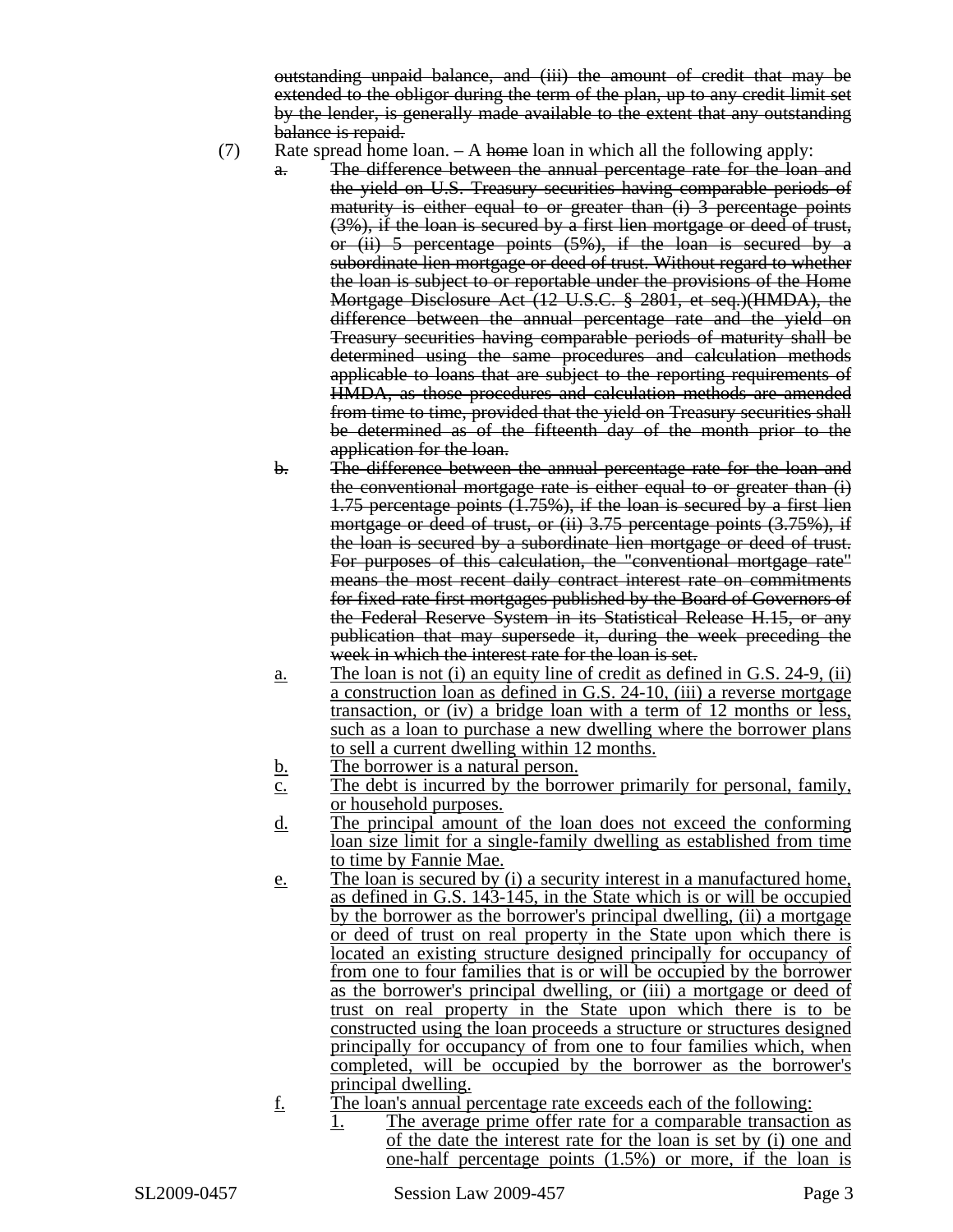~~outstanding unpaid balance, and (iii) the amount of credit that may be extended to the obligor during the term of the plan, up to any credit limit set by the lender, is generally made available to the extent that any outstanding balance is repaid.~~

(7) Rate spread home loan. – A ~~home~~ loan in which all the following apply:

~~a. The difference between the annual percentage rate for the loan and the yield on U.S. Treasury securities having comparable periods of maturity is either equal to or greater than (i) 3 percentage points (3%), if the loan is secured by a first lien mortgage or deed of trust, or (ii) 5 percentage points (5%), if the loan is secured by a subordinate lien mortgage or deed of trust. Without regard to whether the loan is subject to or reportable under the provisions of the Home Mortgage Disclosure Act (12 U.S.C. § 2801, et seq.)(HMDA), the difference between the annual percentage rate and the yield on Treasury securities having comparable periods of maturity shall be determined using the same procedures and calculation methods applicable to loans that are subject to the reporting requirements of HMDA, as those procedures and calculation methods are amended from time to time, provided that the yield on Treasury securities shall be determined as of the fifteenth day of the month prior to the application for the loan.~~

~~b. The difference between the annual percentage rate for the loan and the conventional mortgage rate is either equal to or greater than (i) 1.75 percentage points (1.75%), if the loan is secured by a first lien mortgage or deed of trust, or (ii) 3.75 percentage points (3.75%), if the loan is secured by a subordinate lien mortgage or deed of trust. For purposes of this calculation, the "conventional mortgage rate" means the most recent daily contract interest rate on commitments for fixed-rate first mortgages published by the Board of Governors of the Federal Reserve System in its Statistical Release H.15, or any publication that may supersede it, during the week preceding the week in which the interest rate for the loan is set.~~

<u>a. The loan is not (i) an equity line of credit as defined in G.S. 24-9, (ii) a construction loan as defined in G.S. 24-10, (iii) a reverse mortgage transaction, or (iv) a bridge loan with a term of 12 months or less, such as a loan to purchase a new dwelling where the borrower plans to sell a current dwelling within 12 months.</u>

<u>b. The borrower is a natural person.</u>

<u>c. The debt is incurred by the borrower primarily for personal, family, or household purposes.</u>

<u>d. The principal amount of the loan does not exceed the conforming loan size limit for a single-family dwelling as established from time to time by Fannie Mae.</u>

<u>e. The loan is secured by (i) a security interest in a manufactured home, as defined in G.S. 143-145, in the State which is or will be occupied by the borrower as the borrower's principal dwelling, (ii) a mortgage or deed of trust on real property in the State upon which there is located an existing structure designed principally for occupancy of from one to four families that is or will be occupied by the borrower as the borrower's principal dwelling, or (iii) a mortgage or deed of trust on real property in the State upon which there is to be constructed using the loan proceeds a structure or structures designed principally for occupancy of from one to four families which, when completed, will be occupied by the borrower as the borrower's principal dwelling.</u>

<u>f. The loan's annual percentage rate exceeds each of the following:</u>

<u>1. The average prime offer rate for a comparable transaction as of the date the interest rate for the loan is set by (i) one and one-half percentage points (1.5%) or more, if the loan is</u>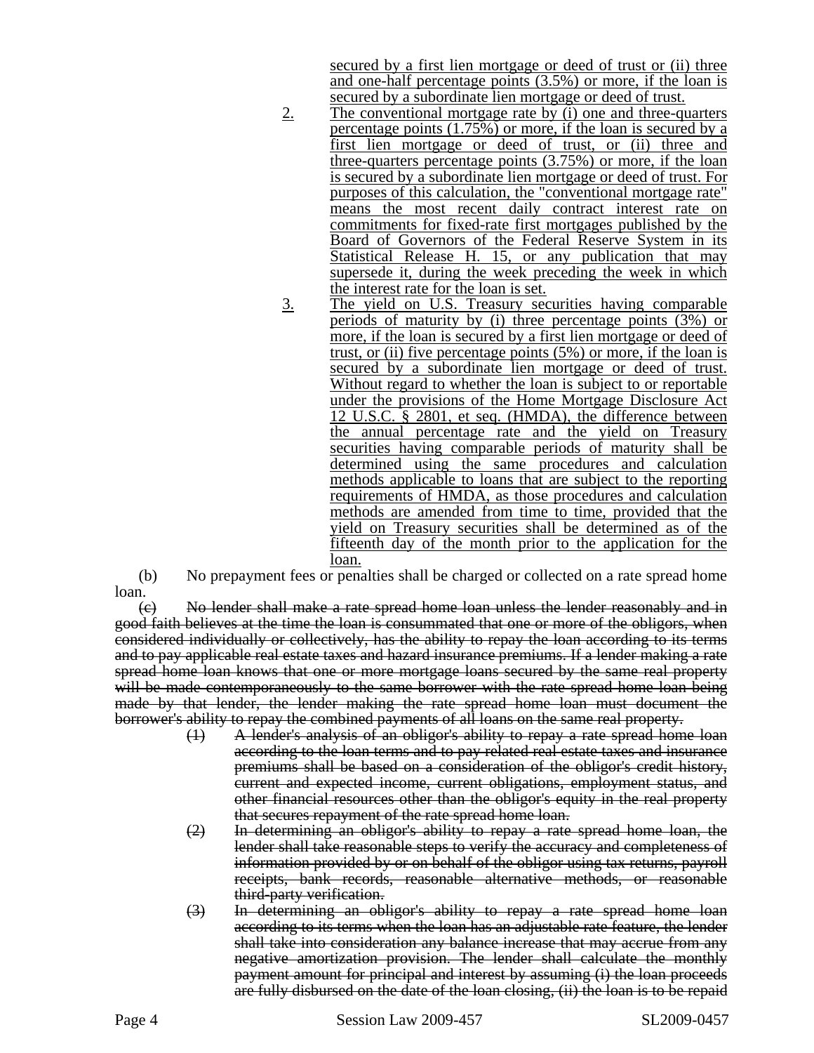secured by a first lien mortgage or deed of trust or (ii) three and one-half percentage points (3.5%) or more, if the loan is secured by a subordinate lien mortgage or deed of trust.

2. The conventional mortgage rate by (i) one and three-quarters percentage points (1.75%) or more, if the loan is secured by a first lien mortgage or deed of trust, or (ii) three and three-quarters percentage points (3.75%) or more, if the loan is secured by a subordinate lien mortgage or deed of trust. For purposes of this calculation, the "conventional mortgage rate" means the most recent daily contract interest rate on commitments for fixed-rate first mortgages published by the Board of Governors of the Federal Reserve System in its Statistical Release H. 15, or any publication that may supersede it, during the week preceding the week in which the interest rate for the loan is set.

3. The yield on U.S. Treasury securities having comparable periods of maturity by (i) three percentage points (3%) or more, if the loan is secured by a first lien mortgage or deed of trust, or (ii) five percentage points (5%) or more, if the loan is secured by a subordinate lien mortgage or deed of trust. Without regard to whether the loan is subject to or reportable under the provisions of the Home Mortgage Disclosure Act 12 U.S.C. § 2801, et seq. (HMDA), the difference between the annual percentage rate and the yield on Treasury securities having comparable periods of maturity shall be determined using the same procedures and calculation methods applicable to loans that are subject to the reporting requirements of HMDA, as those procedures and calculation methods are amended from time to time, provided that the yield on Treasury securities shall be determined as of the fifteenth day of the month prior to the application for the loan.

(b) No prepayment fees or penalties shall be charged or collected on a rate spread home loan.

~~(c) No lender shall make a rate spread home loan unless the lender reasonably and in good faith believes at the time the loan is consummated that one or more of the obligors, when considered individually or collectively, has the ability to repay the loan according to its terms and to pay applicable real estate taxes and hazard insurance premiums. If a lender making a rate spread home loan knows that one or more mortgage loans secured by the same real property will be made contemporaneously to the same borrower with the rate spread home loan being made by that lender, the lender making the rate spread home loan must document the borrower's ability to repay the combined payments of all loans on the same real property.~~

~~(1) A lender's analysis of an obligor's ability to repay a rate spread home loan according to the loan terms and to pay related real estate taxes and insurance premiums shall be based on a consideration of the obligor's credit history, current and expected income, current obligations, employment status, and other financial resources other than the obligor's equity in the real property that secures repayment of the rate spread home loan.~~

~~(2) In determining an obligor's ability to repay a rate spread home loan, the lender shall take reasonable steps to verify the accuracy and completeness of information provided by or on behalf of the obligor using tax returns, payroll receipts, bank records, reasonable alternative methods, or reasonable third-party verification.~~

~~(3) In determining an obligor's ability to repay a rate spread home loan according to its terms when the loan has an adjustable rate feature, the lender shall take into consideration any balance increase that may accrue from any negative amortization provision. The lender shall calculate the monthly payment amount for principal and interest by assuming (i) the loan proceeds are fully disbursed on the date of the loan closing, (ii) the loan is to be repaid~~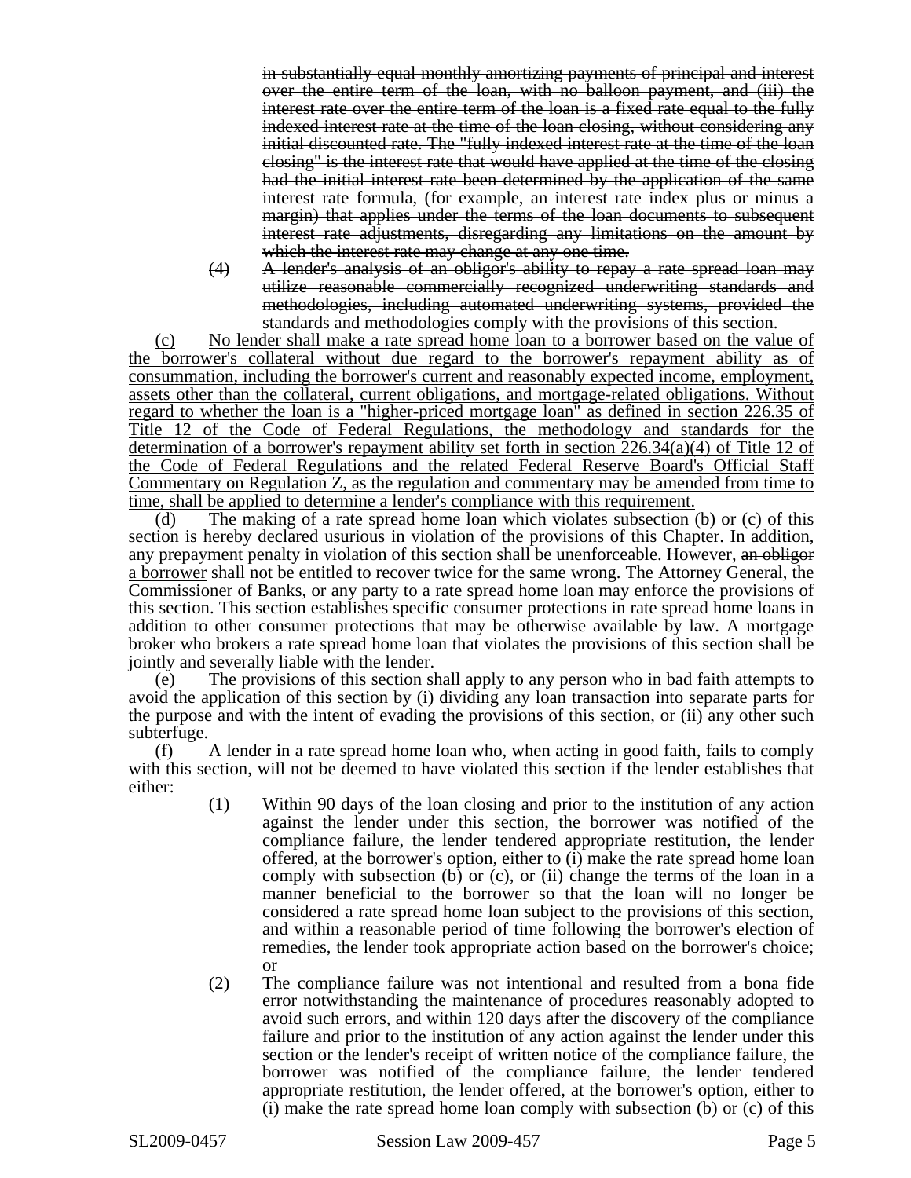~~in substantially equal monthly amortizing payments of principal and interest over the entire term of the loan, with no balloon payment, and (iii) the interest rate over the entire term of the loan is a fixed rate equal to the fully indexed interest rate at the time of the loan closing, without considering any initial discounted rate. The "fully indexed interest rate at the time of the loan closing" is the interest rate that would have applied at the time of the closing had the initial interest rate been determined by the application of the same interest rate formula, (for example, an interest rate index plus or minus a margin) that applies under the terms of the loan documents to subsequent interest rate adjustments, disregarding any limitations on the amount by which the interest rate may change at any one time.~~

~~(4) A lender's analysis of an obligor's ability to repay a rate spread loan may utilize reasonable commercially recognized underwriting standards and methodologies, including automated underwriting systems, provided the standards and methodologies comply with the provisions of this section.~~

<u>(c) No lender shall make a rate spread home loan to a borrower based on the value of the borrower's collateral without due regard to the borrower's repayment ability as of consummation, including the borrower's current and reasonably expected income, employment, assets other than the collateral, current obligations, and mortgage-related obligations. Without regard to whether the loan is a "higher-priced mortgage loan" as defined in section 226.35 of Title 12 of the Code of Federal Regulations, the methodology and standards for the determination of a borrower's repayment ability set forth in section 226.34(a)(4) of Title 12 of the Code of Federal Regulations and the related Federal Reserve Board's Official Staff Commentary on Regulation Z, as the regulation and commentary may be amended from time to time, shall be applied to determine a lender's compliance with this requirement.</u>

(d) The making of a rate spread home loan which violates subsection (b) or (c) of this section is hereby declared usurious in violation of the provisions of this Chapter. In addition, any prepayment penalty in violation of this section shall be unenforceable. However, ~~an obligor~~ <u>a borrower</u> shall not be entitled to recover twice for the same wrong. The Attorney General, the Commissioner of Banks, or any party to a rate spread home loan may enforce the provisions of this section. This section establishes specific consumer protections in rate spread home loans in addition to other consumer protections that may be otherwise available by law. A mortgage broker who brokers a rate spread home loan that violates the provisions of this section shall be jointly and severally liable with the lender.

(e) The provisions of this section shall apply to any person who in bad faith attempts to avoid the application of this section by (i) dividing any loan transaction into separate parts for the purpose and with the intent of evading the provisions of this section, or (ii) any other such subterfuge.

(f) A lender in a rate spread home loan who, when acting in good faith, fails to comply with this section, will not be deemed to have violated this section if the lender establishes that either:

(1) Within 90 days of the loan closing and prior to the institution of any action against the lender under this section, the borrower was notified of the compliance failure, the lender tendered appropriate restitution, the lender offered, at the borrower's option, either to (i) make the rate spread home loan comply with subsection (b) or (c), or (ii) change the terms of the loan in a manner beneficial to the borrower so that the loan will no longer be considered a rate spread home loan subject to the provisions of this section, and within a reasonable period of time following the borrower's election of remedies, the lender took appropriate action based on the borrower's choice; or

(2) The compliance failure was not intentional and resulted from a bona fide error notwithstanding the maintenance of procedures reasonably adopted to avoid such errors, and within 120 days after the discovery of the compliance failure and prior to the institution of any action against the lender under this section or the lender's receipt of written notice of the compliance failure, the borrower was notified of the compliance failure, the lender tendered appropriate restitution, the lender offered, at the borrower's option, either to (i) make the rate spread home loan comply with subsection (b) or (c) of this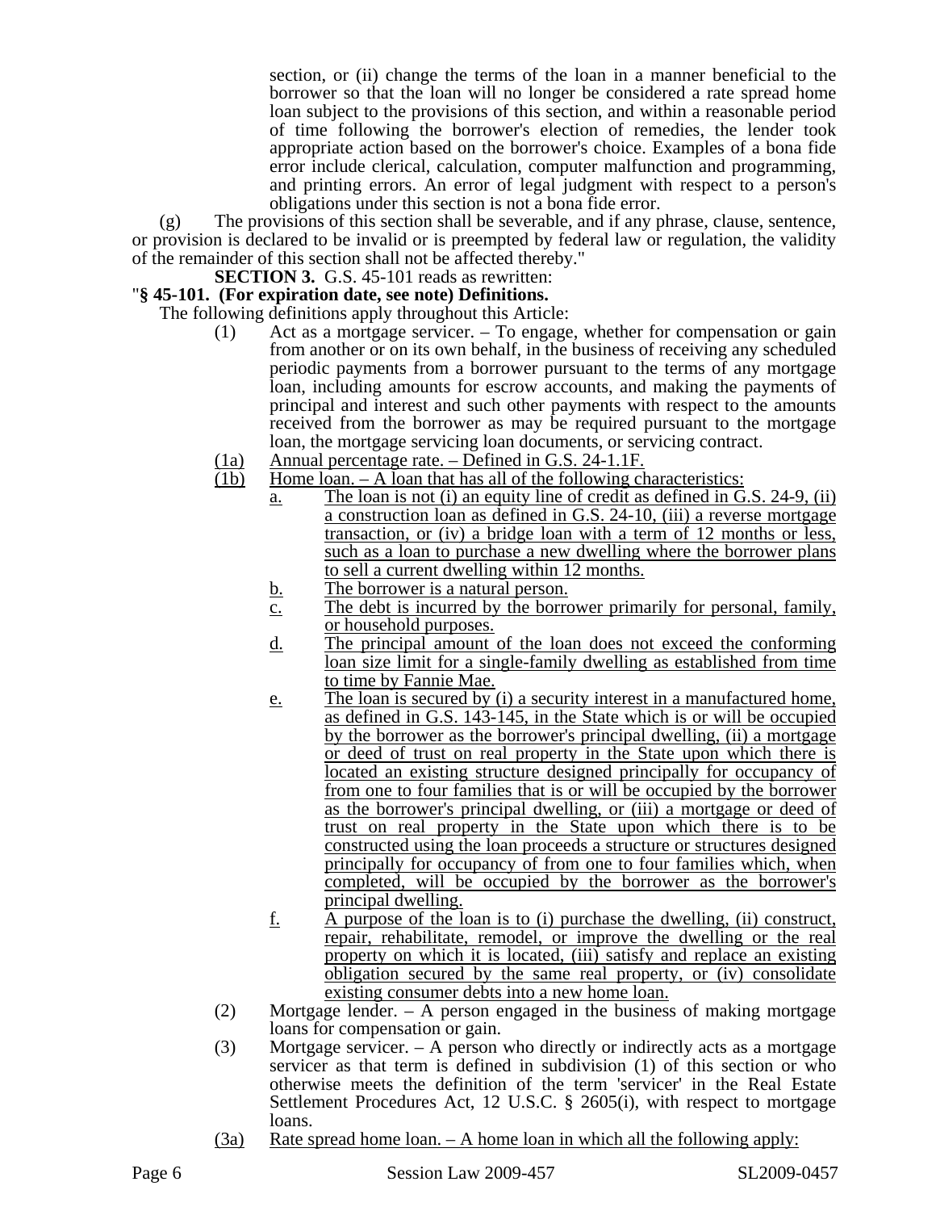section, or (ii) change the terms of the loan in a manner beneficial to the borrower so that the loan will no longer be considered a rate spread home loan subject to the provisions of this section, and within a reasonable period of time following the borrower's election of remedies, the lender took appropriate action based on the borrower's choice. Examples of a bona fide error include clerical, calculation, computer malfunction and programming, and printing errors. An error of legal judgment with respect to a person's obligations under this section is not a bona fide error.

(g) The provisions of this section shall be severable, and if any phrase, clause, sentence, or provision is declared to be invalid or is preempted by federal law or regulation, the validity of the remainder of this section shall not be affected thereby."

**SECTION 3.** G.S. 45-101 reads as rewritten:

"**§ 45-101. (For expiration date, see note) Definitions.**

The following definitions apply throughout this Article:

(1) Act as a mortgage servicer. – To engage, whether for compensation or gain from another or on its own behalf, in the business of receiving any scheduled periodic payments from a borrower pursuant to the terms of any mortgage loan, including amounts for escrow accounts, and making the payments of principal and interest and such other payments with respect to the amounts received from the borrower as may be required pursuant to the mortgage loan, the mortgage servicing loan documents, or servicing contract.

(1a) Annual percentage rate. – Defined in G.S. 24-1.1F.

(1b) Home loan. – A loan that has all of the following characteristics:

a. The loan is not (i) an equity line of credit as defined in G.S. 24-9, (ii) a construction loan as defined in G.S. 24-10, (iii) a reverse mortgage transaction, or (iv) a bridge loan with a term of 12 months or less, such as a loan to purchase a new dwelling where the borrower plans to sell a current dwelling within 12 months.

b. The borrower is a natural person.

c. The debt is incurred by the borrower primarily for personal, family, or household purposes.

d. The principal amount of the loan does not exceed the conforming loan size limit for a single-family dwelling as established from time to time by Fannie Mae.

e. The loan is secured by (i) a security interest in a manufactured home, as defined in G.S. 143-145, in the State which is or will be occupied by the borrower as the borrower's principal dwelling, (ii) a mortgage or deed of trust on real property in the State upon which there is located an existing structure designed principally for occupancy of from one to four families that is or will be occupied by the borrower as the borrower's principal dwelling, or (iii) a mortgage or deed of trust on real property in the State upon which there is to be constructed using the loan proceeds a structure or structures designed principally for occupancy of from one to four families which, when completed, will be occupied by the borrower as the borrower's principal dwelling.

f. A purpose of the loan is to (i) purchase the dwelling, (ii) construct, repair, rehabilitate, remodel, or improve the dwelling or the real property on which it is located, (iii) satisfy and replace an existing obligation secured by the same real property, or (iv) consolidate existing consumer debts into a new home loan.

(2) Mortgage lender. – A person engaged in the business of making mortgage loans for compensation or gain.

(3) Mortgage servicer. – A person who directly or indirectly acts as a mortgage servicer as that term is defined in subdivision (1) of this section or who otherwise meets the definition of the term 'servicer' in the Real Estate Settlement Procedures Act, 12 U.S.C. § 2605(i), with respect to mortgage loans.

(3a) Rate spread home loan. – A home loan in which all the following apply: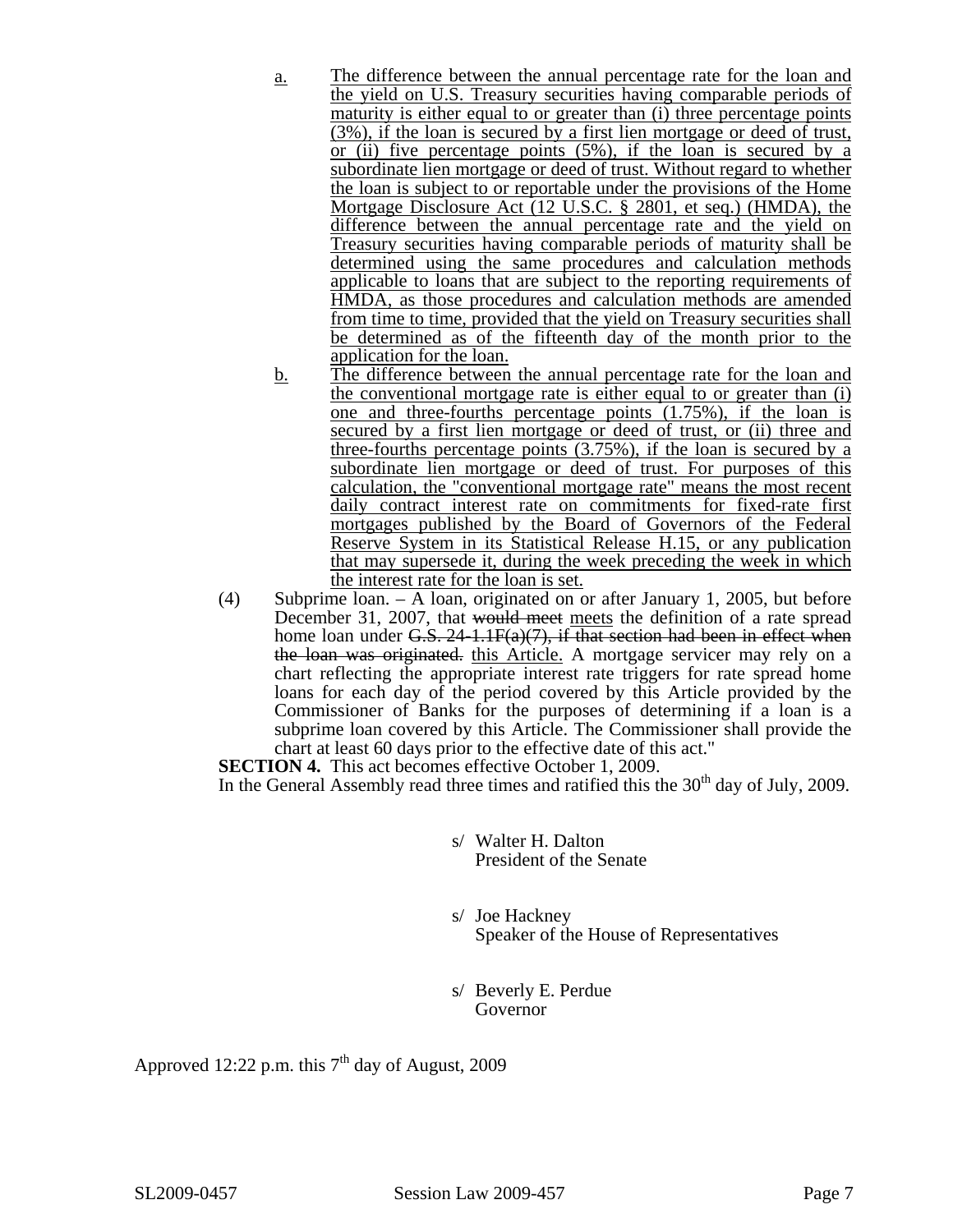a. The difference between the annual percentage rate for the loan and the yield on U.S. Treasury securities having comparable periods of maturity is either equal to or greater than (i) three percentage points (3%), if the loan is secured by a first lien mortgage or deed of trust, or (ii) five percentage points (5%), if the loan is secured by a subordinate lien mortgage or deed of trust. Without regard to whether the loan is subject to or reportable under the provisions of the Home Mortgage Disclosure Act (12 U.S.C. § 2801, et seq.) (HMDA), the difference between the annual percentage rate and the yield on Treasury securities having comparable periods of maturity shall be determined using the same procedures and calculation methods applicable to loans that are subject to the reporting requirements of HMDA, as those procedures and calculation methods are amended from time to time, provided that the yield on Treasury securities shall be determined as of the fifteenth day of the month prior to the application for the loan.

b. The difference between the annual percentage rate for the loan and the conventional mortgage rate is either equal to or greater than (i) one and three-fourths percentage points (1.75%), if the loan is secured by a first lien mortgage or deed of trust, or (ii) three and three-fourths percentage points (3.75%), if the loan is secured by a subordinate lien mortgage or deed of trust. For purposes of this calculation, the "conventional mortgage rate" means the most recent daily contract interest rate on commitments for fixed-rate first mortgages published by the Board of Governors of the Federal Reserve System in its Statistical Release H.15, or any publication that may supersede it, during the week preceding the week in which the interest rate for the loan is set.

(4) Subprime loan. – A loan, originated on or after January 1, 2005, but before December 31, 2007, that ~~would meet~~ meets the definition of a rate spread home loan under ~~G.S. 24-1.1F(a)(7), if that section had been in effect when the loan was originated.~~ this Article. A mortgage servicer may rely on a chart reflecting the appropriate interest rate triggers for rate spread home loans for each day of the period covered by this Article provided by the Commissioner of Banks for the purposes of determining if a loan is a subprime loan covered by this Article. The Commissioner shall provide the chart at least 60 days prior to the effective date of this act."

**SECTION 4.** This act becomes effective October 1, 2009.

In the General Assembly read three times and ratified this the 30th day of July, 2009.

s/ Walter H. Dalton
President of the Senate

s/ Joe Hackney
Speaker of the House of Representatives

s/ Beverly E. Perdue
Governor

Approved 12:22 p.m. this 7th day of August, 2009